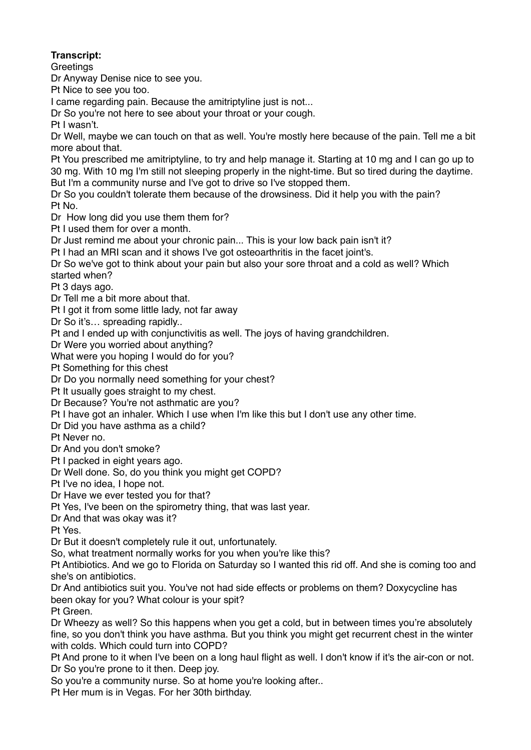**Transcript:**

Greetings

Dr Anyway Denise nice to see you.

Pt Nice to see you too.

I came regarding pain. Because the amitriptyline just is not...

Dr So you're not here to see about your throat or your cough.

Pt I wasn't.

Dr Well, maybe we can touch on that as well. You're mostly here because of the pain. Tell me a bit more about that.

Pt You prescribed me amitriptyline, to try and help manage it. Starting at 10 mg and I can go up to 30 mg. With 10 mg I'm still not sleeping properly in the night-time. But so tired during the daytime. But I'm a community nurse and I've got to drive so I've stopped them.

Dr So you couldn't tolerate them because of the drowsiness. Did it help you with the pain?

Pt No.

Dr How long did you use them them for?

Pt I used them for over a month.

Dr Just remind me about your chronic pain... This is your low back pain isn't it?

Pt I had an MRI scan and it shows I've got osteoarthritis in the facet joint's.

Dr So we've got to think about your pain but also your sore throat and a cold as well? Which started when?

Pt 3 days ago.

Dr Tell me a bit more about that.

Pt I got it from some little lady, not far away

Dr So it's… spreading rapidly..

Pt and I ended up with conjunctivitis as well. The joys of having grandchildren.

Dr Were you worried about anything?

What were you hoping I would do for you?

Pt Something for this chest

Dr Do you normally need something for your chest?

Pt It usually goes straight to my chest.

Dr Because? You're not asthmatic are you?

Pt I have got an inhaler. Which I use when I'm like this but I don't use any other time.

Dr Did you have asthma as a child?

Pt Never no.

Dr And you don't smoke?

Pt I packed in eight years ago.

Dr Well done. So, do you think you might get COPD?

Pt I've no idea, I hope not.

Dr Have we ever tested you for that?

Pt Yes, I've been on the spirometry thing, that was last year.

Dr And that was okay was it?

Pt Yes.

Dr But it doesn't completely rule it out, unfortunately.

So, what treatment normally works for you when you're like this?

Pt Antibiotics. And we go to Florida on Saturday so I wanted this rid off. And she is coming too and she's on antibiotics.

Dr And antibiotics suit you. You've not had side effects or problems on them? Doxycycline has been okay for you? What colour is your spit?

Pt Green.

Dr Wheezy as well? So this happens when you get a cold, but in between times you're absolutely fine, so you don't think you have asthma. But you think you might get recurrent chest in the winter with colds. Which could turn into COPD?

Pt And prone to it when I've been on a long haul flight as well. I don't know if it's the air-con or not.

Dr So you're prone to it then. Deep joy.

So you're a community nurse. So at home you're looking after..

Pt Her mum is in Vegas. For her 30th birthday.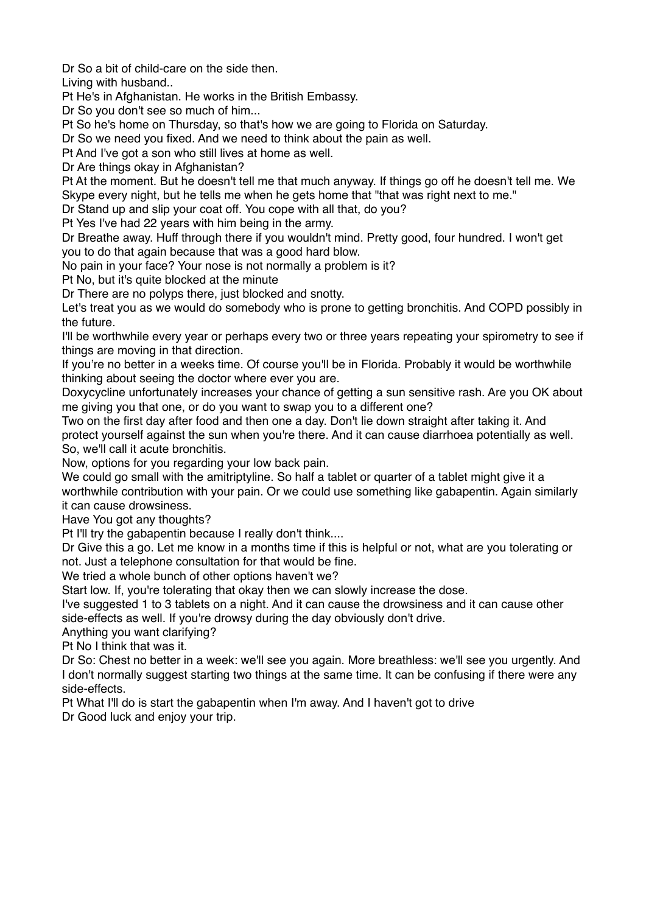Dr So a bit of child-care on the side then.

Living with husband..

Pt He's in Afghanistan. He works in the British Embassy.

Dr So you don't see so much of him...

Pt So he's home on Thursday, so that's how we are going to Florida on Saturday.

Dr So we need you fixed. And we need to think about the pain as well.

Pt And I've got a son who still lives at home as well.

Dr Are things okay in Afghanistan?

Pt At the moment. But he doesn't tell me that much anyway. If things go off he doesn't tell me. We Skype every night, but he tells me when he gets home that "that was right next to me."

Dr Stand up and slip your coat off. You cope with all that, do you?

Pt Yes I've had 22 years with him being in the army.

Dr Breathe away. Huff through there if you wouldn't mind. Pretty good, four hundred. I won't get you to do that again because that was a good hard blow.

No pain in your face? Your nose is not normally a problem is it?

Pt No, but it's quite blocked at the minute

Dr There are no polyps there, just blocked and snotty.

Let's treat you as we would do somebody who is prone to getting bronchitis. And COPD possibly in the future.

I'll be worthwhile every year or perhaps every two or three years repeating your spirometry to see if things are moving in that direction.

If you're no better in a weeks time. Of course you'll be in Florida. Probably it would be worthwhile thinking about seeing the doctor where ever you are.

Doxycycline unfortunately increases your chance of getting a sun sensitive rash. Are you OK about me giving you that one, or do you want to swap you to a different one?

Two on the first day after food and then one a day. Don't lie down straight after taking it. And protect yourself against the sun when you're there. And it can cause diarrhoea potentially as well. So, we'll call it acute bronchitis.

Now, options for you regarding your low back pain.

We could go small with the amitriptyline. So half a tablet or quarter of a tablet might give it a worthwhile contribution with your pain. Or we could use something like gabapentin. Again similarly it can cause drowsiness.

Have You got any thoughts?

Pt I'll try the gabapentin because I really don't think....

Dr Give this a go. Let me know in a months time if this is helpful or not, what are you tolerating or not. Just a telephone consultation for that would be fine.

We tried a whole bunch of other options haven't we?

Start low. If, you're tolerating that okay then we can slowly increase the dose.

I've suggested 1 to 3 tablets on a night. And it can cause the drowsiness and it can cause other side-effects as well. If you're drowsy during the day obviously don't drive.

Anything you want clarifying?

Pt No I think that was it.

Dr So: Chest no better in a week: we'll see you again. More breathless: we'll see you urgently. And I don't normally suggest starting two things at the same time. It can be confusing if there were any side-effects.

Pt What I'll do is start the gabapentin when I'm away. And I haven't got to drive

Dr Good luck and enjoy your trip.